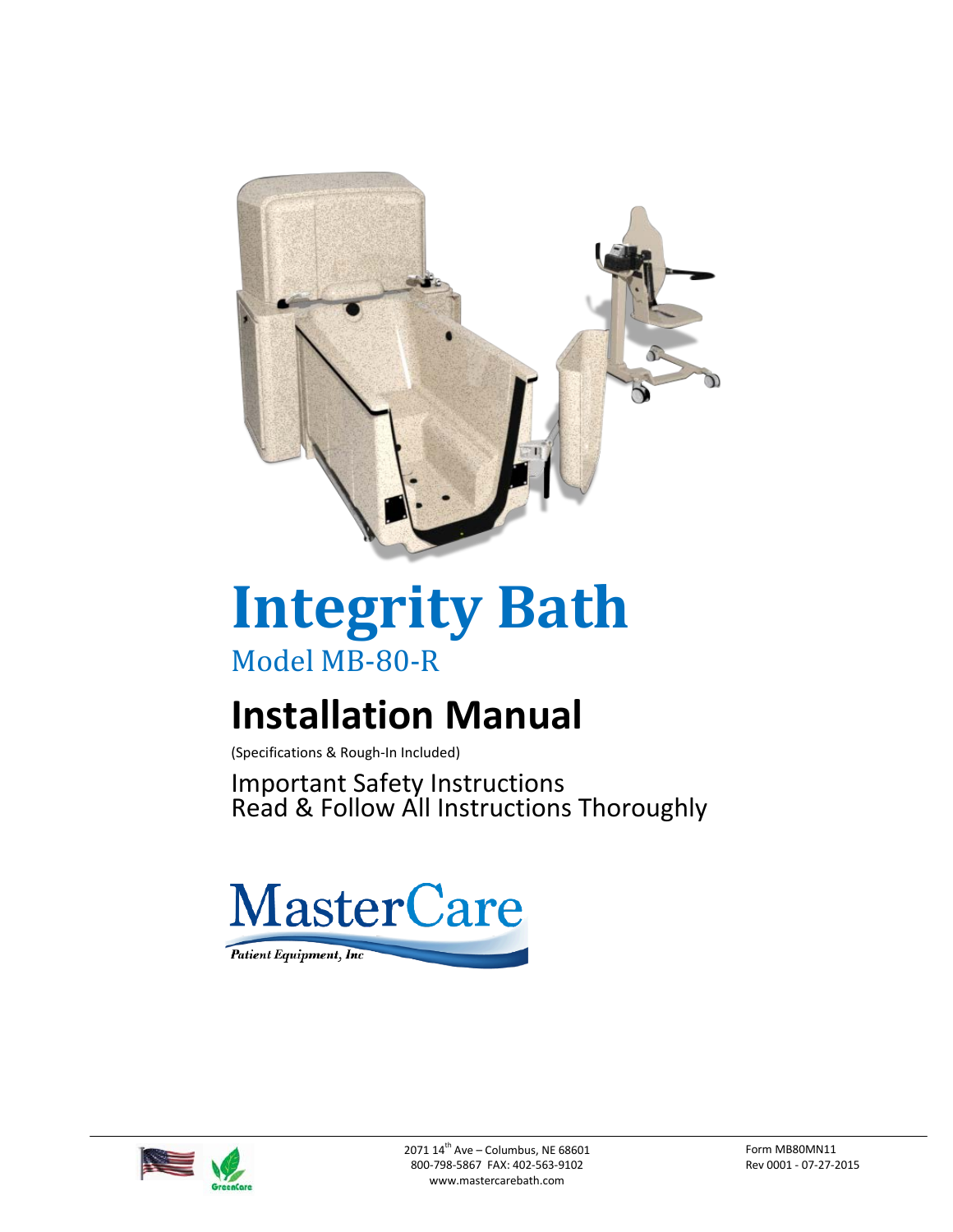# Integrity Bath

Model MB-80-R

# Installation Manual

(Specifications & Rough-In Included)

Important Safety Instructions
Read & Follow All Instructions Thoroughly

MasterCare

*Patient Equipment, Inc*

2071 14th Ave – Columbus, NE 68601
800-798-5867 FAX: 402-563-9102
www.mastercarebath.com

Form MB80MN11
Rev 0001 - 07-27-2015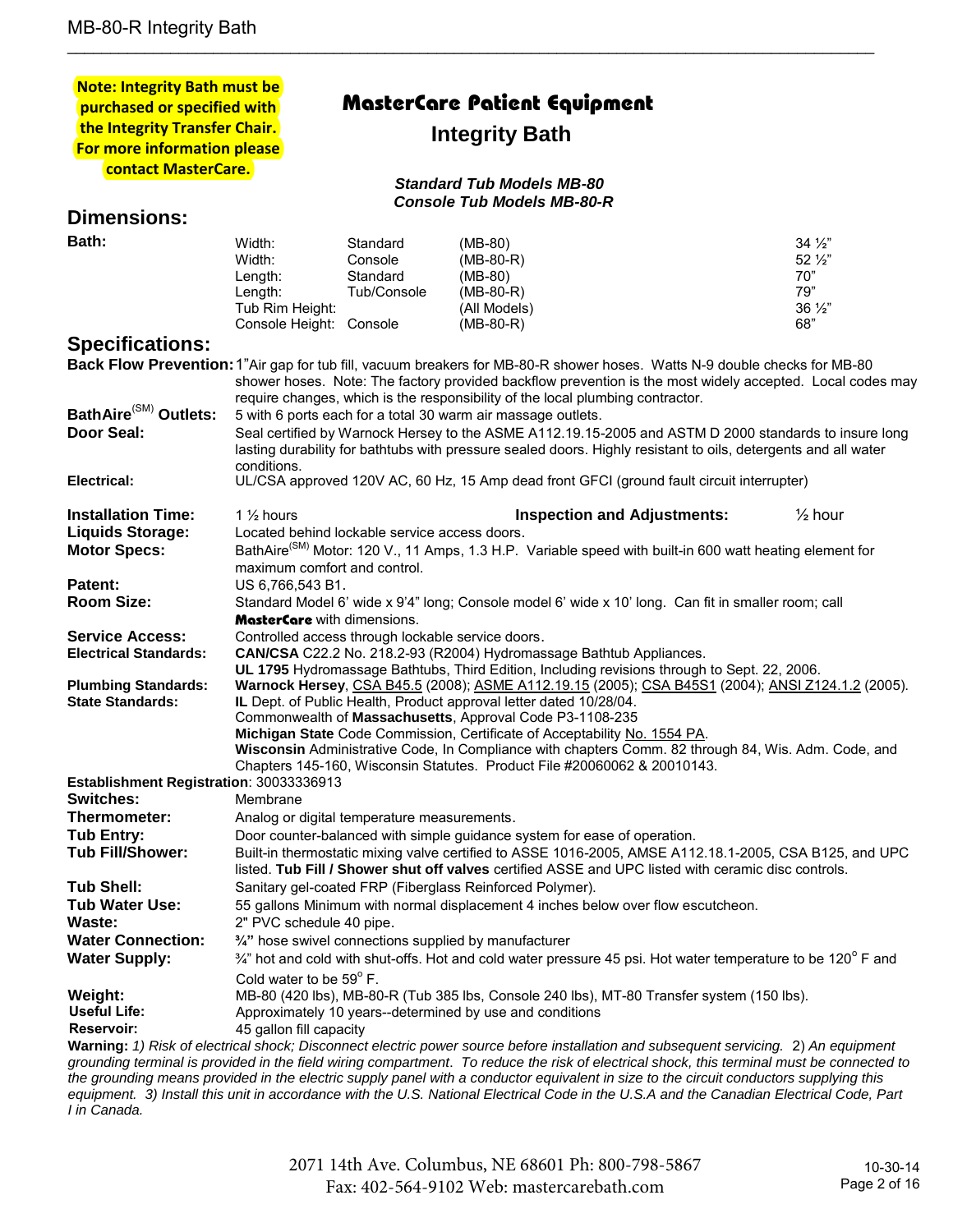**Note: Integrity Bath must be purchased or specified with the Integrity Transfer Chair. For more information please contact MasterCare.**

# MasterCare Patient Equipment

## Integrity Bath

***Standard Tub Models MB-80***
***Console Tub Models MB-80-R***

## Dimensions:

| Bath: | | | | |
|---|---|---|---|---|
| | Width: | Standard | (MB-80) | 34 ½" |
| | Width: | Console | (MB-80-R) | 52 ½" |
| | Length: | Standard | (MB-80) | 70" |
| | Length: | Tub/Console | (MB-80-R) | 79" |
| | Tub Rim Height: | | (All Models) | 36 ½" |
| | Console Height: | Console | (MB-80-R) | 68" |

## Specifications:

**Back Flow Prevention:** 1"Air gap for tub fill, vacuum breakers for MB-80-R shower hoses. Watts N-9 double checks for MB-80 shower hoses. Note: The factory provided backflow prevention is the most widely accepted. Local codes may require changes, which is the responsibility of the local plumbing contractor.

**BathAire(SM) Outlets:** 5 with 6 ports each for a total 30 warm air massage outlets.

**Door Seal:** Seal certified by Warnock Hersey to the ASME A112.19.15-2005 and ASTM D 2000 standards to insure long lasting durability for bathtubs with pressure sealed doors. Highly resistant to oils, detergents and all water conditions.

**Electrical:** UL/CSA approved 120V AC, 60 Hz, 15 Amp dead front GFCI (ground fault circuit interrupter)

**Installation Time:** 1 ½ hours **Inspection and Adjustments:** ½ hour

**Liquids Storage:** Located behind lockable service access doors.

**Motor Specs:** BathAire(SM) Motor: 120 V., 11 Amps, 1.3 H.P. Variable speed with built-in 600 watt heating element for maximum comfort and control.

**Patent:** US 6,766,543 B1.

**Room Size:** Standard Model 6' wide x 9'4" long; Console model 6' wide x 10' long. Can fit in smaller room; call **MasterCare** with dimensions.

**Service Access:** Controlled access through lockable service doors.

**Electrical Standards:** **CAN/CSA** C22.2 No. 218.2-93 (R2004) Hydromassage Bathtub Appliances.
**UL 1795** Hydromassage Bathtubs, Third Edition, Including revisions through to Sept. 22, 2006.

**Plumbing Standards:** **Warnock Hersey**, CSA B45.5 (2008); ASME A112.19.15 (2005); CSA B45S1 (2004); ANSI Z124.1.2 (2005).

**State Standards:** **IL** Dept. of Public Health, Product approval letter dated 10/28/04.
Commonwealth of **Massachusetts**, Approval Code P3-1108-235
**Michigan State** Code Commission, Certificate of Acceptability No. 1554 PA.
**Wisconsin** Administrative Code, In Compliance with chapters Comm. 82 through 84, Wis. Adm. Code, and Chapters 145-160, Wisconsin Statutes. Product File #20060062 & 20010143.

**Establishment Registration**: 30033336913

**Switches:** Membrane

**Thermometer:** Analog or digital temperature measurements.

**Tub Entry:** Door counter-balanced with simple guidance system for ease of operation.

**Tub Fill/Shower:** Built-in thermostatic mixing valve certified to ASSE 1016-2005, AMSE A112.18.1-2005, CSA B125, and UPC listed. **Tub Fill / Shower shut off valves** certified ASSE and UPC listed with ceramic disc controls.

**Tub Shell:** Sanitary gel-coated FRP (Fiberglass Reinforced Polymer).

**Tub Water Use:** 55 gallons Minimum with normal displacement 4 inches below over flow escutcheon.

**Waste:** 2" PVC schedule 40 pipe.

**Water Connection:** **¾"** hose swivel connections supplied by manufacturer

**Water Supply:** ¾" hot and cold with shut-offs. Hot and cold water pressure 45 psi. Hot water temperature to be 120° F and Cold water to be 59° F.

**Weight:** MB-80 (420 lbs), MB-80-R (Tub 385 lbs, Console 240 lbs), MT-80 Transfer system (150 lbs).

**Useful Life:** Approximately 10 years--determined by use and conditions

**Reservoir:** 45 gallon fill capacity

**Warning:** *1) Risk of electrical shock; Disconnect electric power source before installation and subsequent servicing.* 2) *An equipment grounding terminal is provided in the field wiring compartment. To reduce the risk of electrical shock, this terminal must be connected to the grounding means provided in the electric supply panel with a conductor equivalent in size to the circuit conductors supplying this equipment. 3) Install this unit in accordance with the U.S. National Electrical Code in the U.S.A and the Canadian Electrical Code, Part I in Canada.*

2071 14th Ave. Columbus, NE 68601 Ph: 800-798-5867
Fax: 402-564-9102 Web: mastercarebath.com

10-30-14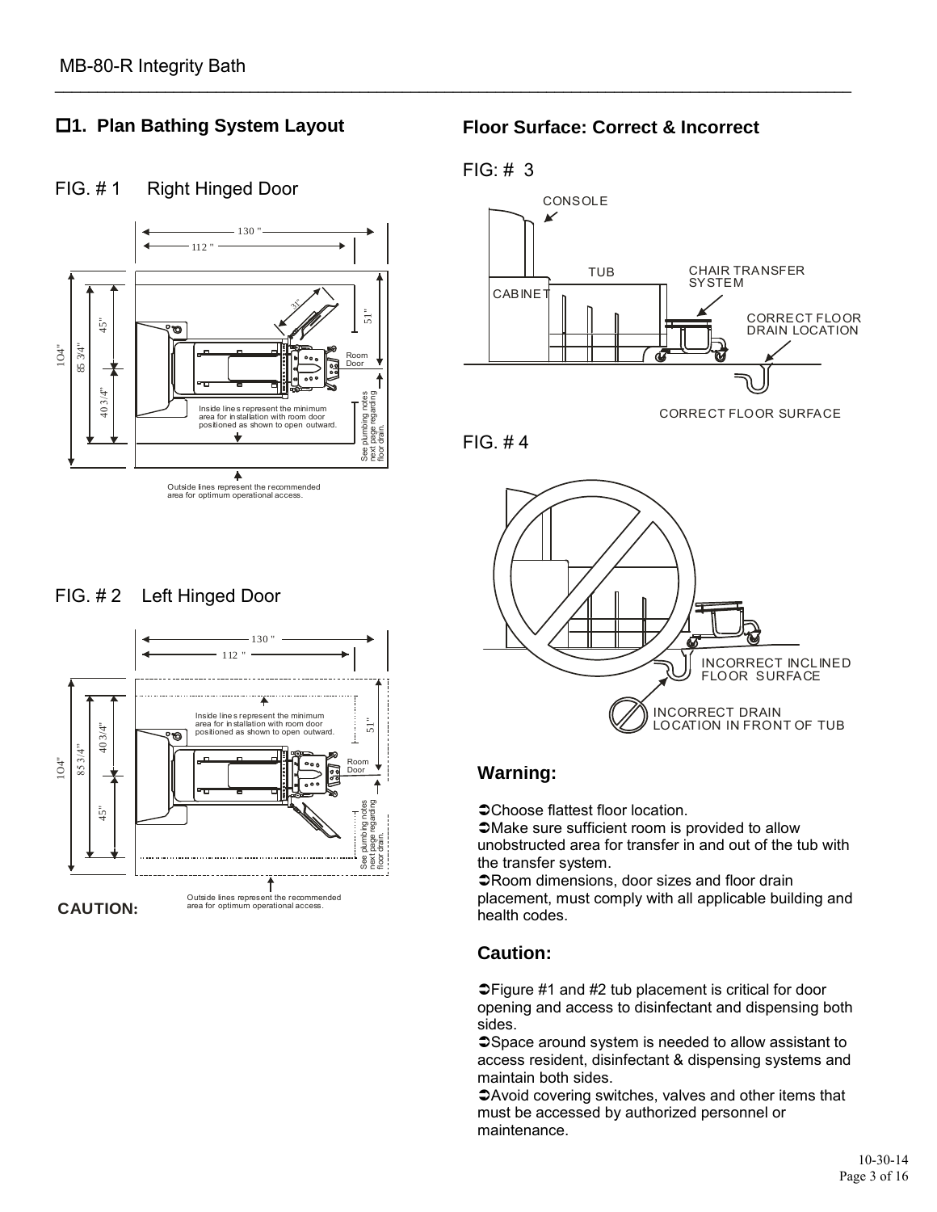## ☐1. Plan Bathing System Layout

FIG. # 1 Right Hinged Door

130 "
112 "
104"
85 3/4"
45"
40 3/4"
31"
51"
Room Door

Inside lines represent the minimum area for installation with room door positioned as shown to open outward.

See plumbing notes next page regarding floor drain.

Outside lines represent the recommended area for optimum operational access.

FIG. # 2 Left Hinged Door

130 "
112 "
104"
85 3/4"
40 3/4"
45"
51"
Room Door

Inside lines represent the minimum area for installation with room door positioned as shown to open outward.

See plumbing notes next page regarding floor drain.

Outside lines represent the recommended area for optimum operational access.

**CAUTION:**

## Floor Surface: Correct & Incorrect

FIG: # 3

CONSOLE
TUB
CABINET
CHAIR TRANSFER SYSTEM
CORRECT FLOOR DRAIN LOCATION
CORRECT FLOOR SURFACE

FIG. # 4

INCORRECT INCLINED FLOOR SURFACE
INCORRECT DRAIN LOCATION IN FRONT OF TUB

### Warning:

➲Choose flattest floor location.
➲Make sure sufficient room is provided to allow unobstructed area for transfer in and out of the tub with the transfer system.
➲Room dimensions, door sizes and floor drain placement, must comply with all applicable building and health codes.

### Caution:

➲Figure #1 and #2 tub placement is critical for door opening and access to disinfectant and dispensing both sides.
➲Space around system is needed to allow assistant to access resident, disinfectant & dispensing systems and maintain both sides.
➲Avoid covering switches, valves and other items that must be accessed by authorized personnel or maintenance.

10-30-14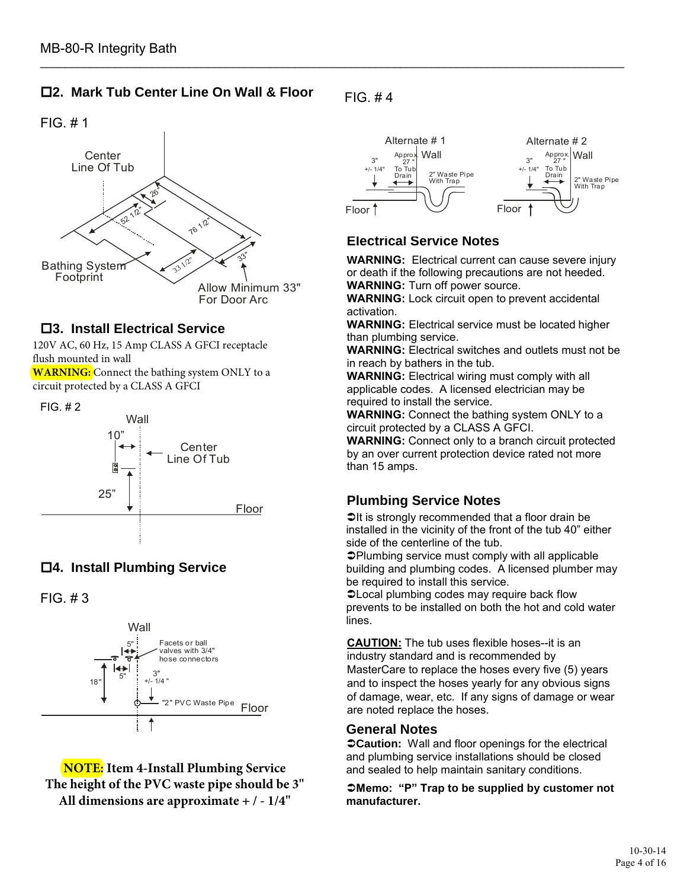## ☐2. Mark Tub Center Line On Wall & Floor

FIG. # 1

Center Line Of Tub

26"

52 1/2"

76 1/2"

Bathing System Footprint

33 1/2"

33"

Allow Minimum 33" For Door Arc

## ☐3. Install Electrical Service

120V AC, 60 Hz, 15 Amp CLASS A GFCI receptacle flush mounted in wall

**WARNING:** Connect the bathing system ONLY to a circuit protected by a CLASS A GFCI

FIG. # 2

Wall

10"

Center Line Of Tub

25"

Floor

## ☐4. Install Plumbing Service

FIG. # 3

Wall

5"

Facets or ball valves with 3/4" hose connectors

5"

18"

3" +/- 1/4"

"2" PVC Waste Pipe

Floor

**NOTE: Item 4-Install Plumbing Service**
**The height of the PVC waste pipe should be 3"**
**All dimensions are approximate + / - 1/4"**

FIG. # 4

Alternate # 1

3" +/- 1/4"

Approx. 27" To Tub Drain

Wall

2" Waste Pipe With Trap

Floor

Alternate # 2

3" +/- 1/4"

Approx. 27" To Tub Drain

Wall

2" Waste Pipe With Trap

Floor

## Electrical Service Notes

**WARNING:** Electrical current can cause severe injury or death if the following precautions are not heeded.
**WARNING:** Turn off power source.
**WARNING:** Lock circuit open to prevent accidental activation.
**WARNING:** Electrical service must be located higher than plumbing service.
**WARNING:** Electrical switches and outlets must not be in reach by bathers in the tub.
**WARNING:** Electrical wiring must comply with all applicable codes. A licensed electrician may be required to install the service.
**WARNING:** Connect the bathing system ONLY to a circuit protected by a CLASS A GFCI.
**WARNING:** Connect only to a branch circuit protected by an over current protection device rated not more than 15 amps.

## Plumbing Service Notes

➲It is strongly recommended that a floor drain be installed in the vicinity of the front of the tub 40" either side of the centerline of the tub.
➲Plumbing service must comply with all applicable building and plumbing codes. A licensed plumber may be required to install this service.
➲Local plumbing codes may require back flow prevents to be installed on both the hot and cold water lines.

**CAUTION:** The tub uses flexible hoses--it is an industry standard and is recommended by MasterCare to replace the hoses every five (5) years and to inspect the hoses yearly for any obvious signs of damage, wear, etc. If any signs of damage or wear are noted replace the hoses.

## General Notes

➲**Caution:** Wall and floor openings for the electrical and plumbing service installations should be closed and sealed to help maintain sanitary conditions.

➲**Memo: "P" Trap to be supplied by customer not manufacturer.**

10-30-14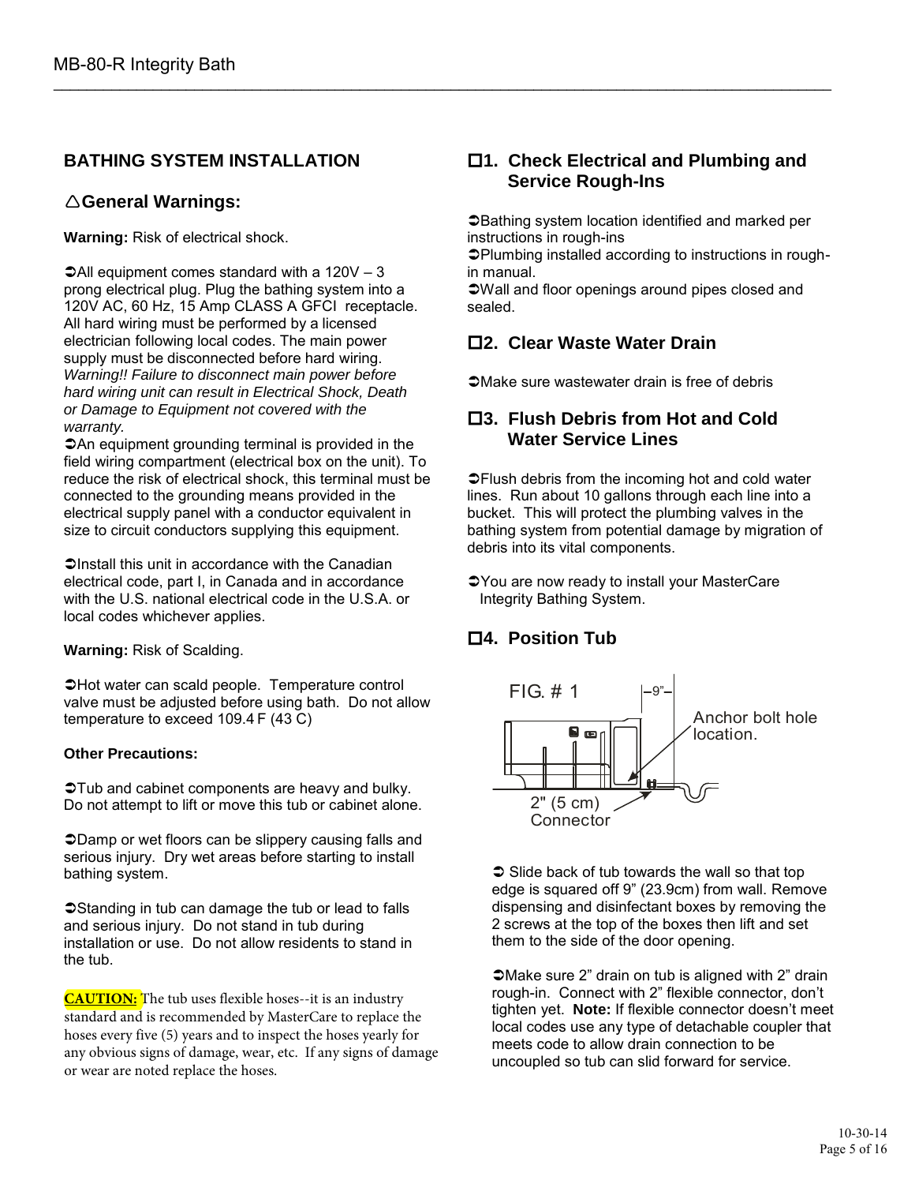## BATHING SYSTEM INSTALLATION

### △General Warnings:

**Warning:** Risk of electrical shock.

➲All equipment comes standard with a 120V – 3 prong electrical plug. Plug the bathing system into a 120V AC, 60 Hz, 15 Amp CLASS A GFCI receptacle. All hard wiring must be performed by a licensed electrician following local codes. The main power supply must be disconnected before hard wiring. *Warning!! Failure to disconnect main power before hard wiring unit can result in Electrical Shock, Death or Damage to Equipment not covered with the warranty.*

➲An equipment grounding terminal is provided in the field wiring compartment (electrical box on the unit). To reduce the risk of electrical shock, this terminal must be connected to the grounding means provided in the electrical supply panel with a conductor equivalent in size to circuit conductors supplying this equipment.

➲Install this unit in accordance with the Canadian electrical code, part I, in Canada and in accordance with the U.S. national electrical code in the U.S.A. or local codes whichever applies.

**Warning:** Risk of Scalding.

➲Hot water can scald people. Temperature control valve must be adjusted before using bath. Do not allow temperature to exceed 109.4 F (43 C)

**Other Precautions:**

➲Tub and cabinet components are heavy and bulky. Do not attempt to lift or move this tub or cabinet alone.

➲Damp or wet floors can be slippery causing falls and serious injury. Dry wet areas before starting to install bathing system.

➲Standing in tub can damage the tub or lead to falls and serious injury. Do not stand in tub during installation or use. Do not allow residents to stand in the tub.

**CAUTION:** The tub uses flexible hoses--it is an industry standard and is recommended by MasterCare to replace the hoses every five (5) years and to inspect the hoses yearly for any obvious signs of damage, wear, etc. If any signs of damage or wear are noted replace the hoses.

### ☐1. Check Electrical and Plumbing and Service Rough-Ins

➲Bathing system location identified and marked per instructions in rough-ins
➲Plumbing installed according to instructions in rough-in manual.
➲Wall and floor openings around pipes closed and sealed.

### ☐2. Clear Waste Water Drain

➲Make sure wastewater drain is free of debris

### ☐3. Flush Debris from Hot and Cold Water Service Lines

➲Flush debris from the incoming hot and cold water lines. Run about 10 gallons through each line into a bucket. This will protect the plumbing valves in the bathing system from potential damage by migration of debris into its vital components.

➲You are now ready to install your MasterCare Integrity Bathing System.

### ☐4. Position Tub

FIG. # 1

9”

Anchor bolt hole location.

2" (5 cm) Connector

➲ Slide back of tub towards the wall so that top edge is squared off 9” (23.9cm) from wall. Remove dispensing and disinfectant boxes by removing the 2 screws at the top of the boxes then lift and set them to the side of the door opening.

➲Make sure 2” drain on tub is aligned with 2” drain rough-in. Connect with 2” flexible connector, don’t tighten yet. **Note:** If flexible connector doesn’t meet local codes use any type of detachable coupler that meets code to allow drain connection to be uncoupled so tub can slid forward for service.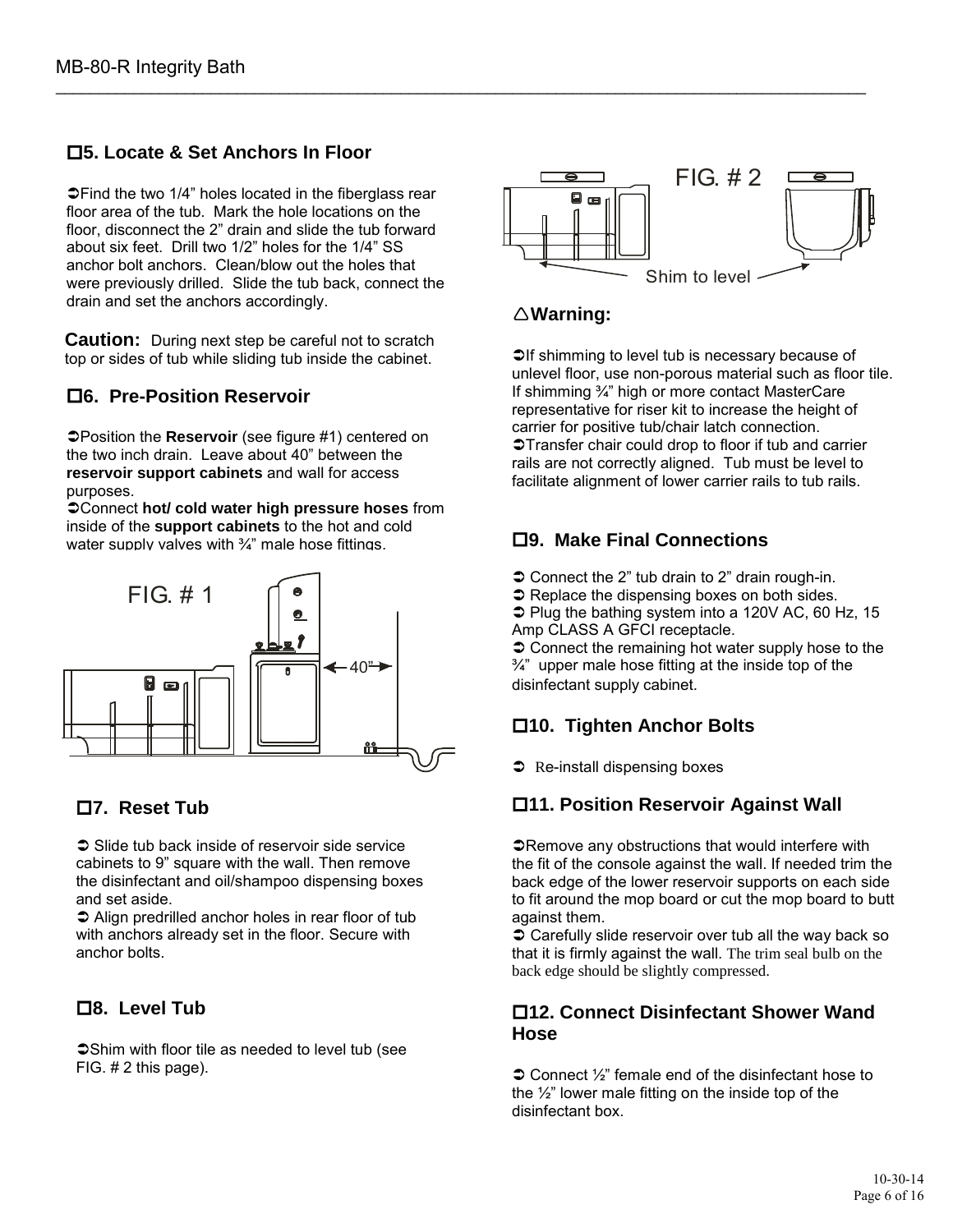## ☐5. Locate & Set Anchors In Floor

➲Find the two 1/4" holes located in the fiberglass rear floor area of the tub. Mark the hole locations on the floor, disconnect the 2" drain and slide the tub forward about six feet. Drill two 1/2" holes for the 1/4" SS anchor bolt anchors. Clean/blow out the holes that were previously drilled. Slide the tub back, connect the drain and set the anchors accordingly.

**Caution:** During next step be careful not to scratch top or sides of tub while sliding tub inside the cabinet.

## ☐6. Pre-Position Reservoir

➲Position the **Reservoir** (see figure #1) centered on the two inch drain. Leave about 40" between the **reservoir support cabinets** and wall for access purposes.

➲Connect **hot/ cold water high pressure hoses** from inside of the **support cabinets** to the hot and cold water supply valves with ¾" male hose fittings.

FIG. # 1

40"

## ☐7. Reset Tub

➲ Slide tub back inside of reservoir side service cabinets to 9" square with the wall. Then remove the disinfectant and oil/shampoo dispensing boxes and set aside.

➲ Align predrilled anchor holes in rear floor of tub with anchors already set in the floor. Secure with anchor bolts.

## ☐8. Level Tub

➲Shim with floor tile as needed to level tub (see FIG. # 2 this page).

FIG. # 2

Shim to level

### △Warning:

➲If shimming to level tub is necessary because of unlevel floor, use non-porous material such as floor tile. If shimming ¾" high or more contact MasterCare representative for riser kit to increase the height of carrier for positive tub/chair latch connection.

➲Transfer chair could drop to floor if tub and carrier rails are not correctly aligned. Tub must be level to facilitate alignment of lower carrier rails to tub rails.

## ☐9. Make Final Connections

➲ Connect the 2" tub drain to 2" drain rough-in.

➲ Replace the dispensing boxes on both sides.

➲ Plug the bathing system into a 120V AC, 60 Hz, 15 Amp CLASS A GFCI receptacle.

➲ Connect the remaining hot water supply hose to the ¾" upper male hose fitting at the inside top of the disinfectant supply cabinet.

## ☐10. Tighten Anchor Bolts

➲ Re-install dispensing boxes

## ☐11. Position Reservoir Against Wall

➲Remove any obstructions that would interfere with the fit of the console against the wall. If needed trim the back edge of the lower reservoir supports on each side to fit around the mop board or cut the mop board to butt against them.

➲ Carefully slide reservoir over tub all the way back so that it is firmly against the wall. The trim seal bulb on the back edge should be slightly compressed.

## ☐12. Connect Disinfectant Shower Wand Hose

➲ Connect ½" female end of the disinfectant hose to the ½" lower male fitting on the inside top of the disinfectant box.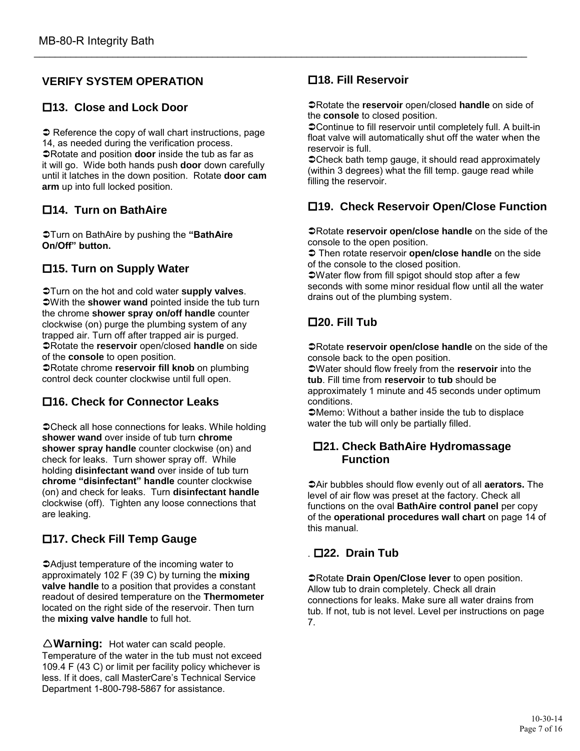## VERIFY SYSTEM OPERATION

### ☐13. Close and Lock Door

➲ Reference the copy of wall chart instructions, page 14, as needed during the verification process.
➲Rotate and position **door** inside the tub as far as it will go. Wide both hands push **door** down carefully until it latches in the down position. Rotate **door cam arm** up into full locked position.

### ☐14. Turn on BathAire

➲Turn on BathAire by pushing the **"BathAire On/Off" button.**

### ☐15. Turn on Supply Water

➲Turn on the hot and cold water **supply valves**.
➲With the **shower wand** pointed inside the tub turn the chrome **shower spray on/off handle** counter clockwise (on) purge the plumbing system of any trapped air. Turn off after trapped air is purged.
➲Rotate the **reservoir** open/closed **handle** on side of the **console** to open position.
➲Rotate chrome **reservoir fill knob** on plumbing control deck counter clockwise until full open.

### ☐16. Check for Connector Leaks

➲Check all hose connections for leaks. While holding **shower wand** over inside of tub turn **chrome shower spray handle** counter clockwise (on) and check for leaks. Turn shower spray off. While holding **disinfectant wand** over inside of tub turn **chrome "disinfectant" handle** counter clockwise (on) and check for leaks. Turn **disinfectant handle** clockwise (off). Tighten any loose connections that are leaking.

### ☐17. Check Fill Temp Gauge

➲Adjust temperature of the incoming water to approximately 102 F (39 C) by turning the **mixing valve handle** to a position that provides a constant readout of desired temperature on the **Thermometer** located on the right side of the reservoir. Then turn the **mixing valve handle** to full hot.

△**Warning:** Hot water can scald people. Temperature of the water in the tub must not exceed 109.4 F (43 C) or limit per facility policy whichever is less. If it does, call MasterCare's Technical Service Department 1-800-798-5867 for assistance.

### ☐18. Fill Reservoir

➲Rotate the **reservoir** open/closed **handle** on side of the **console** to closed position.
➲Continue to fill reservoir until completely full. A built-in float valve will automatically shut off the water when the reservoir is full.
➲Check bath temp gauge, it should read approximately (within 3 degrees) what the fill temp. gauge read while filling the reservoir.

### ☐19. Check Reservoir Open/Close Function

➲Rotate **reservoir open/close handle** on the side of the console to the open position.
➲ Then rotate reservoir **open/close handle** on the side of the console to the closed position.
➲Water flow from fill spigot should stop after a few seconds with some minor residual flow until all the water drains out of the plumbing system.

### ☐20. Fill Tub

➲Rotate **reservoir open/close handle** on the side of the console back to the open position.
➲Water should flow freely from the **reservoir** into the **tub**. Fill time from **reservoir** to **tub** should be approximately 1 minute and 45 seconds under optimum conditions.
➲Memo: Without a bather inside the tub to displace water the tub will only be partially filled.

### ☐21. Check BathAire Hydromassage Function

➲Air bubbles should flow evenly out of all **aerators.** The level of air flow was preset at the factory. Check all functions on the oval **BathAire control panel** per copy of the **operational procedures wall chart** on page 14 of this manual.

### ☐22. Drain Tub

➲Rotate **Drain Open/Close lever** to open position. Allow tub to drain completely. Check all drain connections for leaks. Make sure all water drains from tub. If not, tub is not level. Level per instructions on page 7.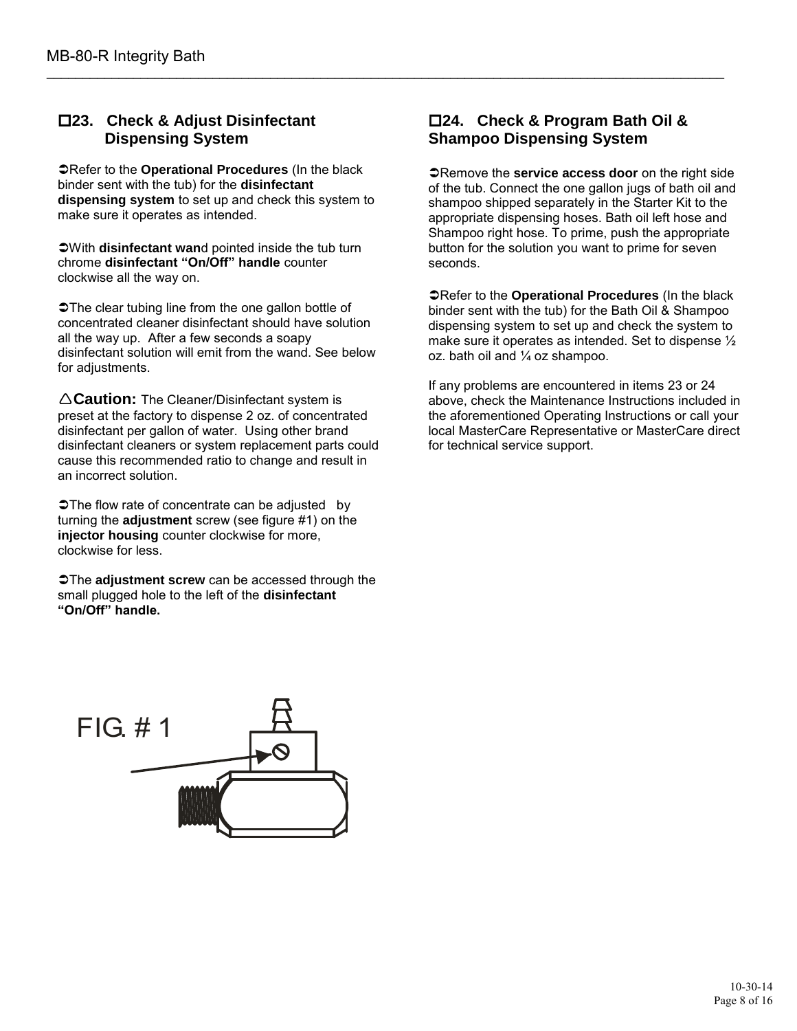## ☐23. Check & Adjust Disinfectant Dispensing System

➲Refer to the **Operational Procedures** (In the black binder sent with the tub) for the **disinfectant dispensing system** to set up and check this system to make sure it operates as intended.

➲With **disinfectant wan**d pointed inside the tub turn chrome **disinfectant "On/Off" handle** counter clockwise all the way on.

➲The clear tubing line from the one gallon bottle of concentrated cleaner disinfectant should have solution all the way up. After a few seconds a soapy disinfectant solution will emit from the wand. See below for adjustments.

△**Caution:** The Cleaner/Disinfectant system is preset at the factory to dispense 2 oz. of concentrated disinfectant per gallon of water. Using other brand disinfectant cleaners or system replacement parts could cause this recommended ratio to change and result in an incorrect solution.

➲The flow rate of concentrate can be adjusted by turning the **adjustment** screw (see figure #1) on the **injector housing** counter clockwise for more, clockwise for less.

➲The **adjustment screw** can be accessed through the small plugged hole to the left of the **disinfectant "On/Off" handle.**

FIG. # 1

## ☐24. Check & Program Bath Oil & Shampoo Dispensing System

➲Remove the **service access door** on the right side of the tub. Connect the one gallon jugs of bath oil and shampoo shipped separately in the Starter Kit to the appropriate dispensing hoses. Bath oil left hose and Shampoo right hose. To prime, push the appropriate button for the solution you want to prime for seven seconds.

➲Refer to the **Operational Procedures** (In the black binder sent with the tub) for the Bath Oil & Shampoo dispensing system to set up and check the system to make sure it operates as intended. Set to dispense ½ oz. bath oil and ¼ oz shampoo.

If any problems are encountered in items 23 or 24 above, check the Maintenance Instructions included in the aforementioned Operating Instructions or call your local MasterCare Representative or MasterCare direct for technical service support.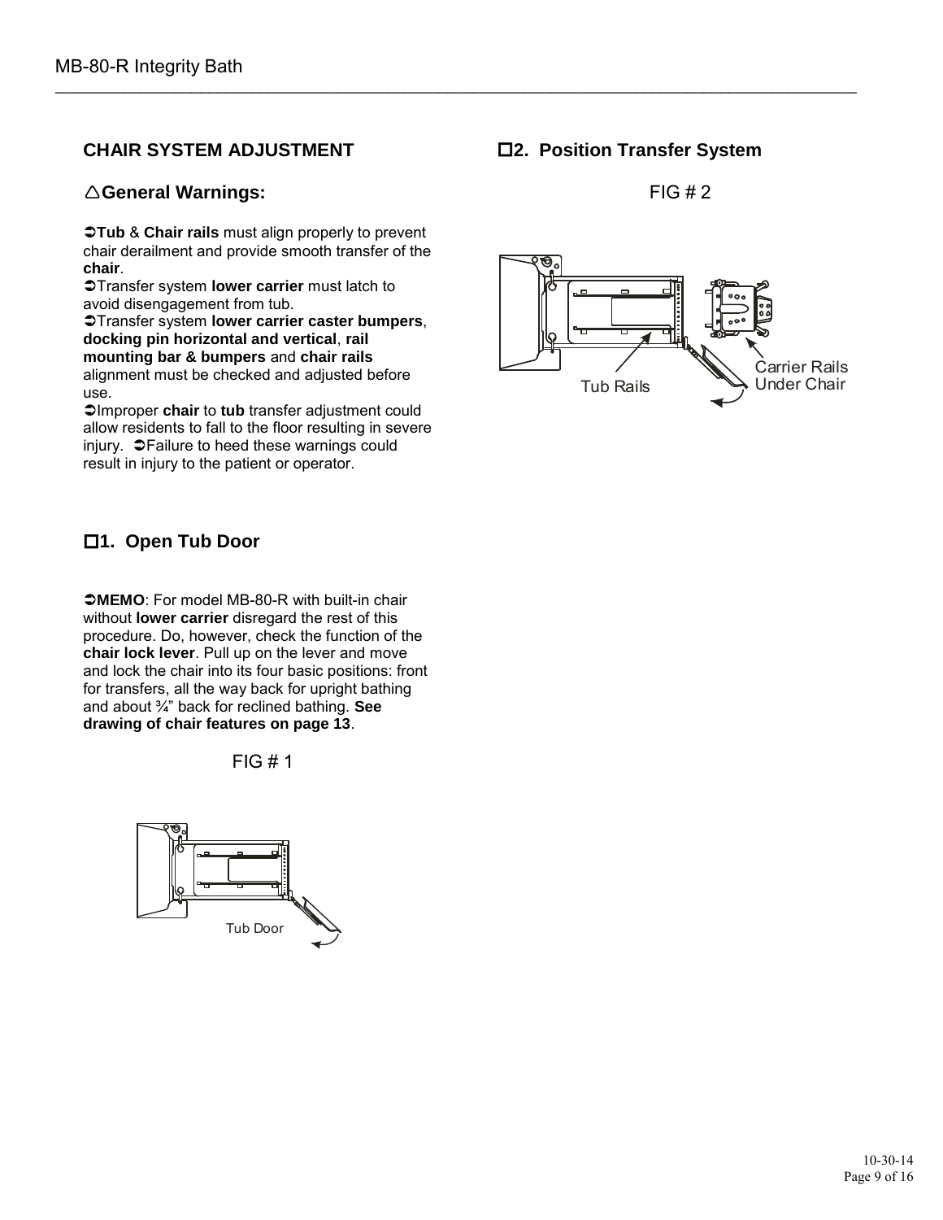## CHAIR SYSTEM ADJUSTMENT

### △General Warnings:

➲**Tub** & **Chair rails** must align properly to prevent chair derailment and provide smooth transfer of the **chair**.
➲Transfer system **lower carrier** must latch to avoid disengagement from tub.
➲Transfer system **lower carrier caster bumpers**, **docking pin horizontal and vertical**, **rail mounting bar & bumpers** and **chair rails** alignment must be checked and adjusted before use.
➲Improper **chair** to **tub** transfer adjustment could allow residents to fall to the floor resulting in severe injury. ➲Failure to heed these warnings could result in injury to the patient or operator.

### ☐1. Open Tub Door

➲**MEMO**: For model MB-80-R with built-in chair without **lower carrier** disregard the rest of this procedure. Do, however, check the function of the **chair lock lever**. Pull up on the lever and move and lock the chair into its four basic positions: front for transfers, all the way back for upright bathing and about ¾" back for reclined bathing. **See drawing of chair features on page 13**.

FIG # 1

Tub Door

### ☐2. Position Transfer System

FIG # 2

Tub Rails

Carrier Rails Under Chair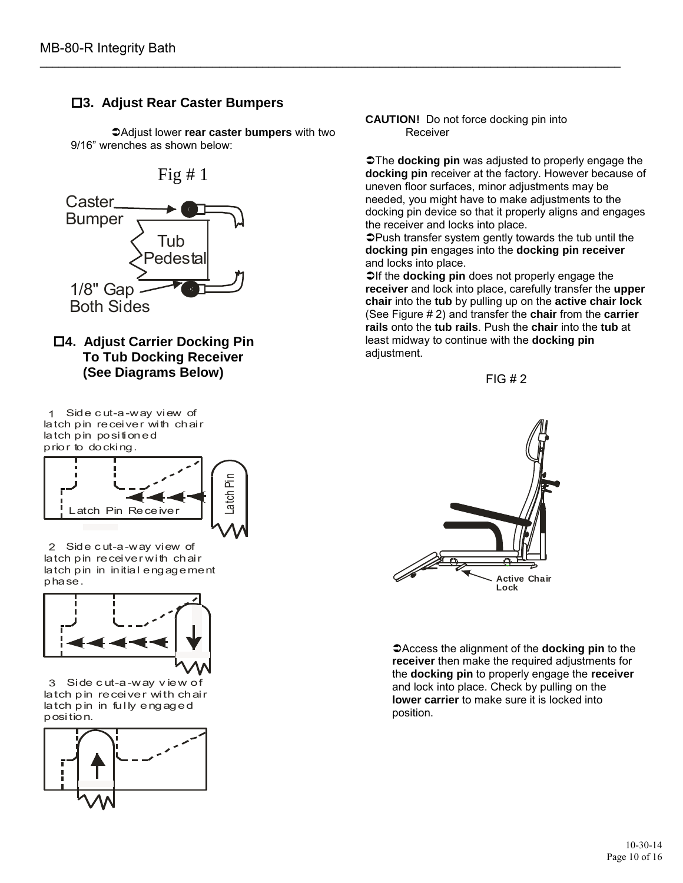## ☐3. Adjust Rear Caster Bumpers

➲Adjust lower **rear caster bumpers** with two 9/16" wrenches as shown below:

Fig # 1

Caster Bumper

Tub Pedestal

1/8" Gap Both Sides

## ☐4. Adjust Carrier Docking Pin To Tub Docking Receiver (See Diagrams Below)

1 Side cut-a-way view of latch pin receiver with chair latch pin positioned prior to docking.

Latch Pin Receiver

Latch Pin

2 Side cut-a-way view of latch pin receiver with chair latch pin in initial engagement phase.

3 Side cut-a-way view of latch pin receiver with chair latch pin in fully engaged position.

**CAUTION!** Do not force docking pin into Receiver

➲The **docking pin** was adjusted to properly engage the **docking pin** receiver at the factory. However because of uneven floor surfaces, minor adjustments may be needed, you might have to make adjustments to the docking pin device so that it properly aligns and engages the receiver and locks into place.

➲Push transfer system gently towards the tub until the **docking pin** engages into the **docking pin receiver** and locks into place.

➲If the **docking pin** does not properly engage the **receiver** and lock into place, carefully transfer the **upper chair** into the **tub** by pulling up on the **active chair lock** (See Figure # 2) and transfer the **chair** from the **carrier rails** onto the **tub rails**. Push the **chair** into the **tub** at least midway to continue with the **docking pin** adjustment.

FIG # 2

Active Chair Lock

➲Access the alignment of the **docking pin** to the **receiver** then make the required adjustments for the **docking pin** to properly engage the **receiver** and lock into place. Check by pulling on the **lower carrier** to make sure it is locked into position.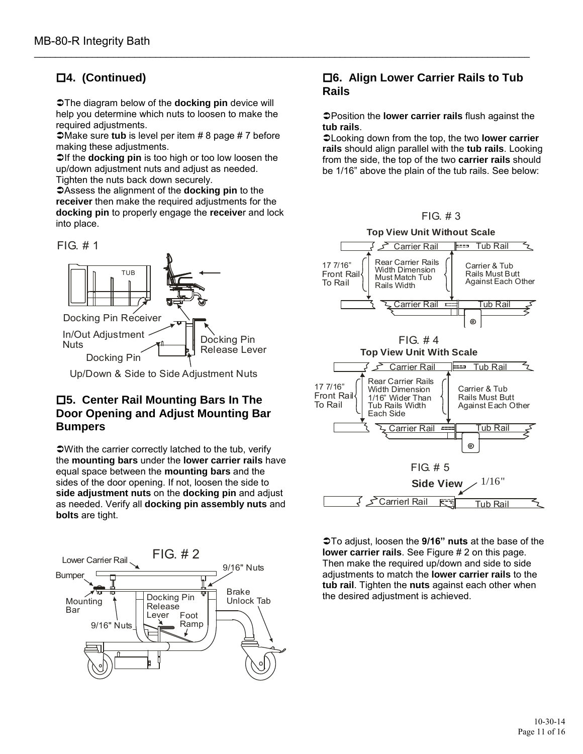## ☐4. (Continued)

➲The diagram below of the **docking pin** device will help you determine which nuts to loosen to make the required adjustments.
➲Make sure **tub** is level per item # 8 page # 7 before making these adjustments.
➲If the **docking pin** is too high or too low loosen the up/down adjustment nuts and adjust as needed. Tighten the nuts back down securely.
➲Assess the alignment of the **docking pin** to the **receiver** then make the required adjustments for the **docking pin** to properly engage the **receive**r and lock into place.

FIG. # 1

TUB

Docking Pin Receiver

In/Out Adjustment Nuts

Docking Pin

Docking Pin Release Lever

Up/Down & Side to Side Adjustment Nuts

## ☐5. Center Rail Mounting Bars In The Door Opening and Adjust Mounting Bar Bumpers

➲With the carrier correctly latched to the tub, verify the **mounting bars** under the **lower carrier rails** have equal space between the **mounting bars** and the sides of the door opening. If not, loosen the side to **side adjustment nuts** on the **docking pin** and adjust as needed. Verify all **docking pin assembly nuts** and **bolts** are tight.

FIG. # 2

Lower Carrier Rail

Bumper

Mounting Bar

9/16" Nuts

9/16" Nuts

Docking Pin Release Lever

Foot Ramp

Brake Unlock Tab

## ☐6. Align Lower Carrier Rails to Tub Rails

➲Position the **lower carrier rails** flush against the **tub rails**.
➲Looking down from the top, the two **lower carrier rails** should align parallel with the **tub rails**. Looking from the side, the top of the two **carrier rails** should be 1/16" above the plain of the tub rails. See below:

FIG. # 3

**Top View Unit Without Scale**

Carrier Rail | Tub Rail

17 7/16" Front Rail To Rail

Rear Carrier Rails Width Dimension Must Match Tub Rails Width

Carrier & Tub Rails Must Butt Against Each Other

Carrier Rail | Tub Rail

FIG. # 4

**Top View Unit With Scale**

Carrier Rail | Tub Rail

17 7/16" Front Rail To Rail

Rear Carrier Rails Width Dimension 1/16" Wider Than Tub Rails Width Each Side

Carrier & Tub Rails Must Butt Against Each Other

Carrier Rail | Tub Rail

FIG. # 5

**Side View**

1/16"

Carrierl Rail | Tub Rail

➲To adjust, loosen the **9/16" nuts** at the base of the **lower carrier rails**. See Figure # 2 on this page. Then make the required up/down and side to side adjustments to match the **lower carrier rails** to the **tub rail**. Tighten the **nuts** against each other when the desired adjustment is achieved.

10-30-14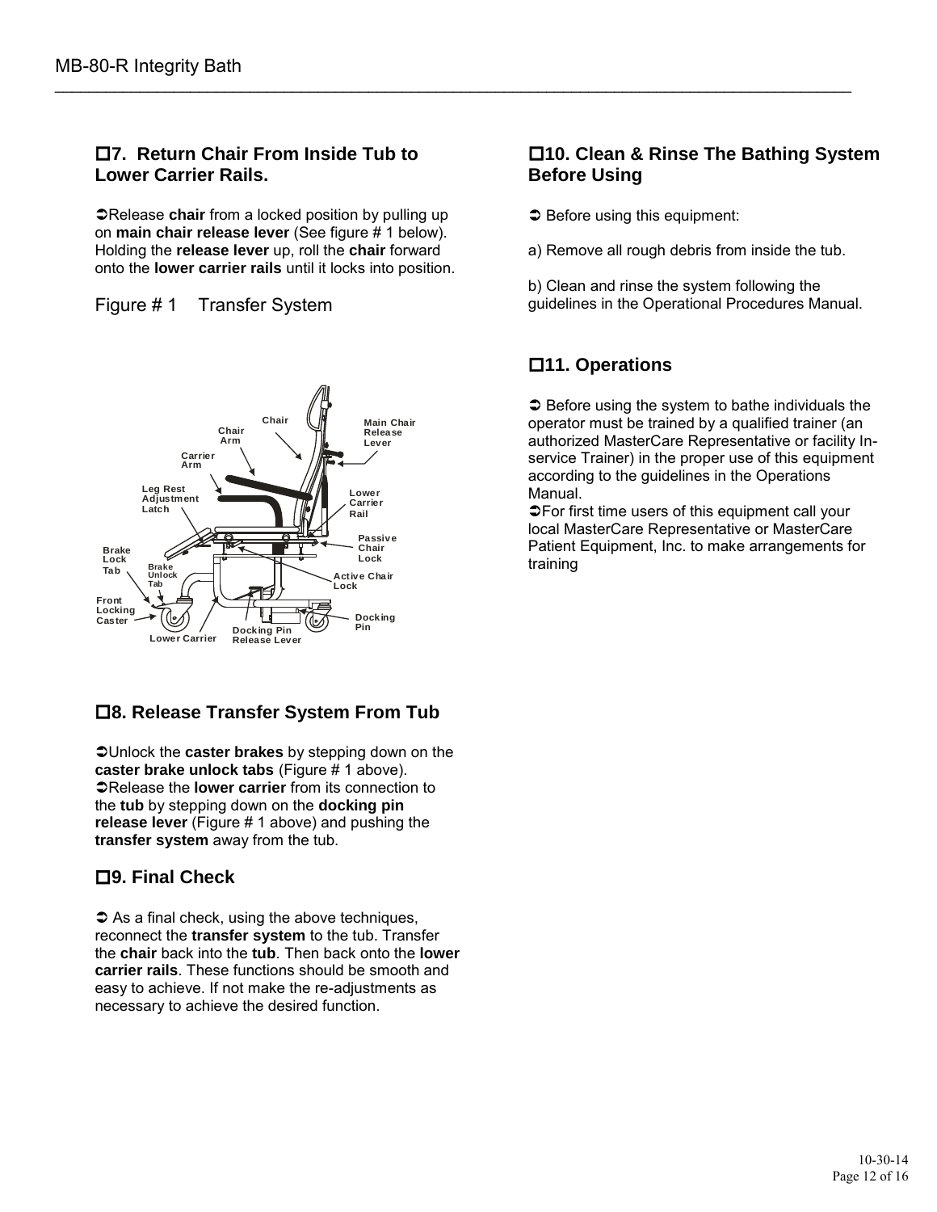## ☐7. Return Chair From Inside Tub to Lower Carrier Rails.

➲Release **chair** from a locked position by pulling up on **main chair release lever** (See figure # 1 below). Holding the **release lever** up, roll the **chair** forward onto the **lower carrier rails** until it locks into position.

Figure # 1 Transfer System

Chair
Chair Arm
Carrier Arm
Main Chair Release Lever
Leg Rest Adjustment Latch
Lower Carrier Rail
Passive Chair Lock
Brake Lock Tab
Brake Unlock Tab
Active Chair Lock
Front Locking Caster
Docking Pin
Lower Carrier
Docking Pin Release Lever

## ☐8. Release Transfer System From Tub

➲Unlock the **caster brakes** by stepping down on the **caster brake unlock tabs** (Figure # 1 above).
➲Release the **lower carrier** from its connection to the **tub** by stepping down on the **docking pin release lever** (Figure # 1 above) and pushing the **transfer system** away from the tub.

## ☐9. Final Check

➲ As a final check, using the above techniques, reconnect the **transfer system** to the tub. Transfer the **chair** back into the **tub**. Then back onto the **lower carrier rails**. These functions should be smooth and easy to achieve. If not make the re-adjustments as necessary to achieve the desired function.

## ☐10. Clean & Rinse The Bathing System Before Using

➲ Before using this equipment:

a) Remove all rough debris from inside the tub.

b) Clean and rinse the system following the guidelines in the Operational Procedures Manual.

## ☐11. Operations

➲ Before using the system to bathe individuals the operator must be trained by a qualified trainer (an authorized MasterCare Representative or facility In-service Trainer) in the proper use of this equipment according to the guidelines in the Operations Manual.
➲For first time users of this equipment call your local MasterCare Representative or MasterCare Patient Equipment, Inc. to make arrangements for training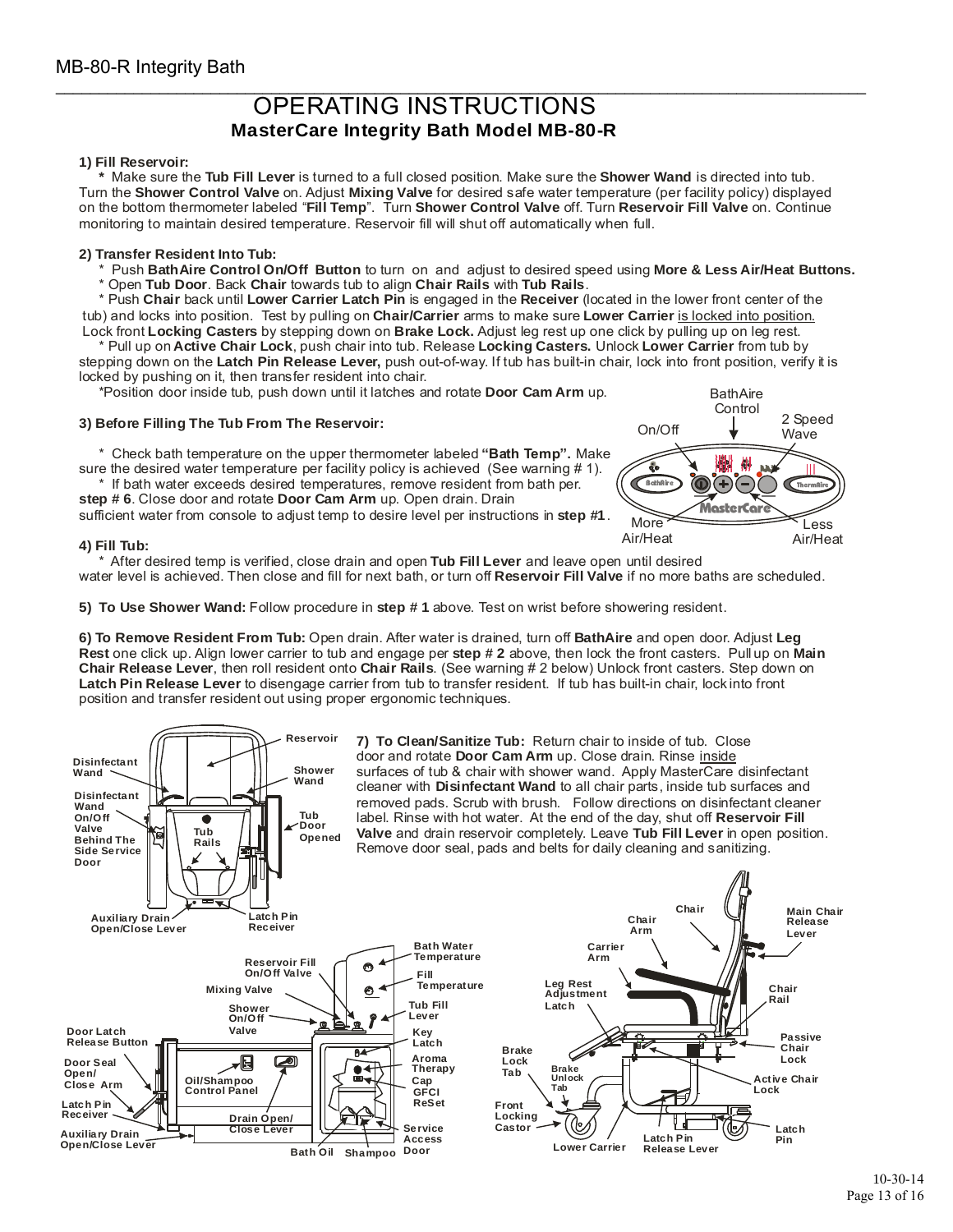# OPERATING INSTRUCTIONS

## MasterCare Integrity Bath Model MB-80-R

**1) Fill Reservoir:**

\* Make sure the **Tub Fill Lever** is turned to a full closed position. Make sure the **Shower Wand** is directed into tub. Turn the **Shower Control Valve** on. Adjust **Mixing Valve** for desired safe water temperature (per facility policy) displayed on the bottom thermometer labeled "**Fill Temp**". Turn **Shower Control Valve** off. Turn **Reservoir Fill Valve** on. Continue monitoring to maintain desired temperature. Reservoir fill will shut off automatically when full.

**2) Transfer Resident Into Tub:**

\* Push **BathAire Control On/Off Button** to turn on and adjust to desired speed using **More & Less Air/Heat Buttons.**

\* Open **Tub Door**. Back **Chair** towards tub to align **Chair Rails** with **Tub Rails**.

\* Push **Chair** back until **Lower Carrier Latch Pin** is engaged in the **Receiver** (located in the lower front center of the tub) and locks into position. Test by pulling on **Chair/Carrier** arms to make sure **Lower Carrier** is locked into position. Lock front **Locking Casters** by stepping down on **Brake Lock.** Adjust leg rest up one click by pulling up on leg rest.

\* Pull up on **Active Chair Lock**, push chair into tub. Release **Locking Casters.** Unlock **Lower Carrier** from tub by stepping down on the **Latch Pin Release Lever,** push out-of-way. If tub has built-in chair, lock into front position, verify it is locked by pushing on it, then transfer resident into chair.

\*Position door inside tub, push down until it latches and rotate **Door Cam Arm** up.

**3) Before Filling The Tub From The Reservoir:**

\* Check bath temperature on the upper thermometer labeled **"Bath Temp".** Make sure the desired water temperature per facility policy is achieved (See warning # 1).

\* If bath water exceeds desired temperatures, remove resident from bath per. **step # 6**. Close door and rotate **Door Cam Arm** up. Open drain. Drain sufficient water from console to adjust temp to desire level per instructions in **step #1**.

BathAire Control | On/Off | 2 Speed Wave | More Air/Heat | Less Air/Heat

**4) Fill Tub:**

\* After desired temp is verified, close drain and open **Tub Fill Lever** and leave open until desired water level is achieved. Then close and fill for next bath, or turn off **Reservoir Fill Valve** if no more baths are scheduled.

**5) To Use Shower Wand:** Follow procedure in **step # 1** above. Test on wrist before showering resident.

**6) To Remove Resident From Tub:** Open drain. After water is drained, turn off **BathAire** and open door. Adjust **Leg Rest** one click up. Align lower carrier to tub and engage per **step # 2** above, then lock the front casters. Pull up on **Main Chair Release Lever**, then roll resident onto **Chair Rails**. (See warning # 2 below) Unlock front casters. Step down on **Latch Pin Release Lever** to disengage carrier from tub to transfer resident. If tub has built-in chair, lock into front position and transfer resident out using proper ergonomic techniques.

**7) To Clean/Sanitize Tub:** Return chair to inside of tub. Close door and rotate **Door Cam Arm** up. Close drain. Rinse inside surfaces of tub & chair with shower wand. Apply MasterCare disinfectant cleaner with **Disinfectant Wand** to all chair parts, inside tub surfaces and removed pads. Scrub with brush. Follow directions on disinfectant cleaner label. Rinse with hot water. At the end of the day, shut off **Reservoir Fill Valve** and drain reservoir completely. Leave **Tub Fill Lever** in open position. Remove door seal, pads and belts for daily cleaning and sanitizing.

Reservoir | Disinfectant Wand | Shower Wand | Disinfectant Wand On/Off Valve Behind The Side Service Door | Tub Rails | Tub Door Opened | Auxiliary Drain Open/Close Lever | Latch Pin Receiver

Bath Water Temperature | Reservoir Fill On/Off Valve | Fill Temperature | Mixing Valve | Shower On/Off Valve | Tub Fill Lever | Key Latch | Door Latch Release Button | Aroma Therapy Cap | Door Seal Open/ Close Arm | Oil/Shampoo Control Panel | GFCI ReSet | Latch Pin Receiver | Drain Open/ Close Lever | Service Access Door | Auxiliary Drain Open/Close Lever | Bath Oil | Shampoo

Chair | Chair Arm | Main Chair Release Lever | Carrier Arm | Leg Rest Adjustment Latch | Chair Rail | Passive Chair Lock | Brake Lock Tab | Brake Unlock Tab | Active Chair Lock | Front Locking Castor | Lower Carrier | Latch Pin Release Lever | Latch Pin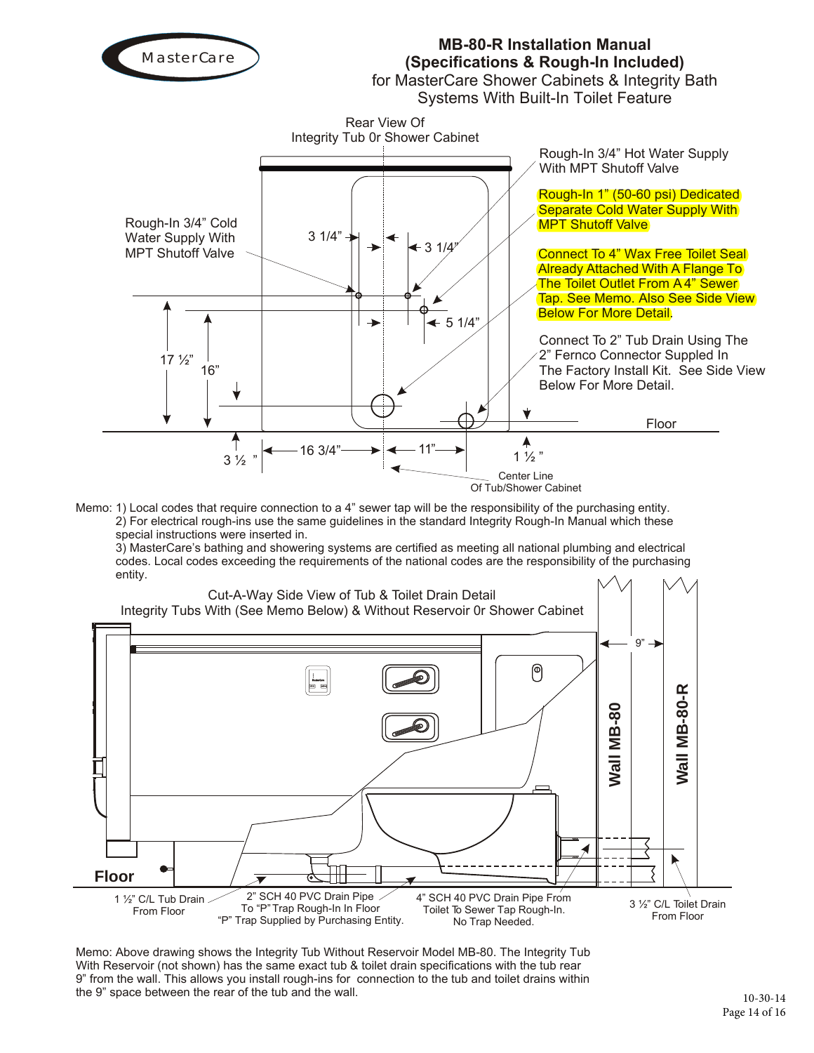MasterCare

# MB-80-R Installation Manual (Specifications & Rough-In Included)

for MasterCare Shower Cabinets & Integrity Bath Systems With Built-In Toilet Feature

Rear View Of Integrity Tub 0r Shower Cabinet

Rough-In 3/4" Hot Water Supply With MPT Shutoff Valve

Rough-In 1" (50-60 psi) Dedicated Separate Cold Water Supply With MPT Shutoff Valve

Connect To 4" Wax Free Toilet Seal Already Attached With A Flange To The Toilet Outlet From A 4" Sewer Tap. See Memo. Also See Side View Below For More Detail.

Connect To 2" Tub Drain Using The 2" Fernco Connector Supplied In The Factory Install Kit. See Side View Below For More Detail.

Rough-In 3/4" Cold Water Supply With MPT Shutoff Valve

3 1/4" · 3 1/4" · 5 1/4" · 17 ½" · 16" · 3 ½" · 16 3/4" · 11" · 1 ½" · Floor

Center Line Of Tub/Shower Cabinet

Memo: 1) Local codes that require connection to a 4" sewer tap will be the responsibility of the purchasing entity.
2) For electrical rough-ins use the same guidelines in the standard Integrity Rough-In Manual which these special instructions were inserted in.
3) MasterCare's bathing and showering systems are certified as meeting all national plumbing and electrical codes. Local codes exceeding the requirements of the national codes are the responsibility of the purchasing entity.

Cut-A-Way Side View of Tub & Toilet Drain Detail
Integrity Tubs With (See Memo Below) & Without Reservoir 0r Shower Cabinet

9" · Wall MB-80 · Wall MB-80-R · Floor

1 ½" C/L Tub Drain From Floor

2" SCH 40 PVC Drain Pipe To "P" Trap Rough-In In Floor "P" Trap Supplied by Purchasing Entity.

4" SCH 40 PVC Drain Pipe From Toilet To Sewer Tap Rough-In. No Trap Needed.

3 ½" C/L Toilet Drain From Floor

Memo: Above drawing shows the Integrity Tub Without Reservoir Model MB-80. The Integrity Tub With Reservoir (not shown) has the same exact tub & toilet drain specifications with the tub rear 9" from the wall. This allows you install rough-ins for connection to the tub and toilet drains within the 9" space between the rear of the tub and the wall.

10-30-14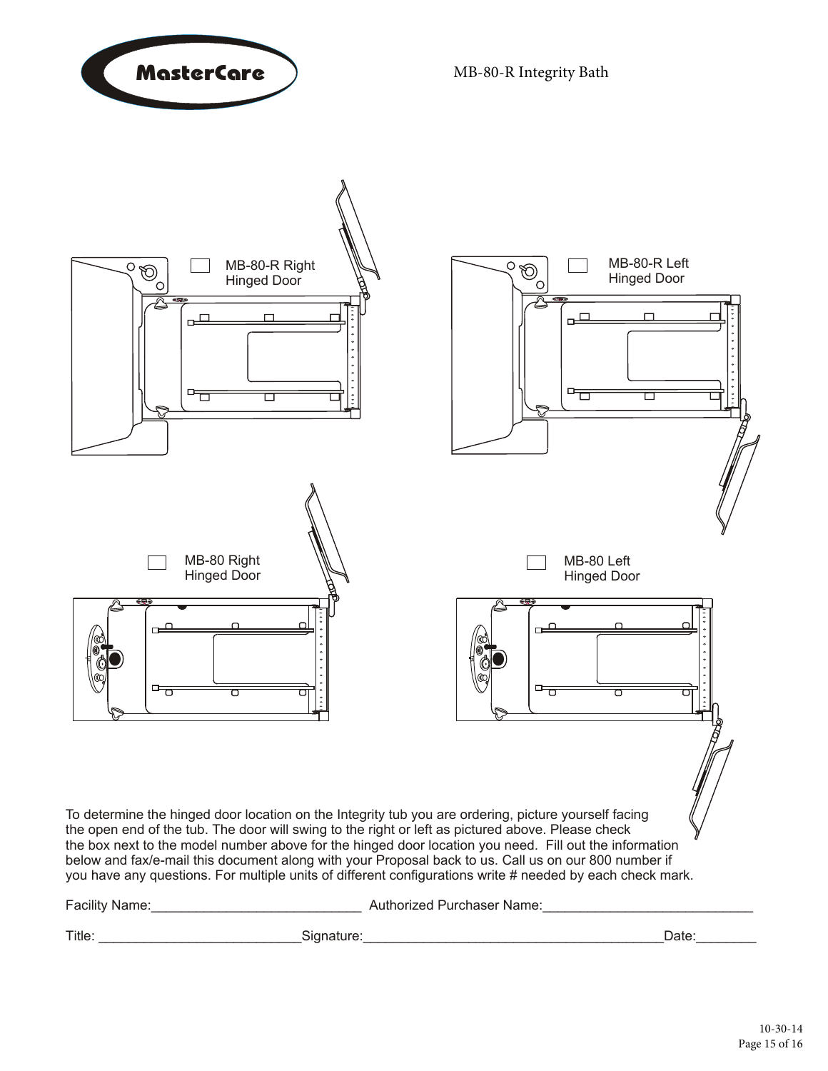MB-80-R Integrity Bath

☐ MB-80-R Right Hinged Door

☐ MB-80-R Left Hinged Door

☐ MB-80 Right Hinged Door

☐ MB-80 Left Hinged Door

To determine the hinged door location on the Integrity tub you are ordering, picture yourself facing the open end of the tub. The door will swing to the right or left as pictured above. Please check the box next to the model number above for the hinged door location you need. Fill out the information below and fax/e-mail this document along with your Proposal back to us. Call us on our 800 number if you have any questions. For multiple units of different configurations write # needed by each check mark.

Facility Name:____________________________ Authorized Purchaser Name:____________________________

Title: ___________________________Signature:________________________________________Date:________

10-30-14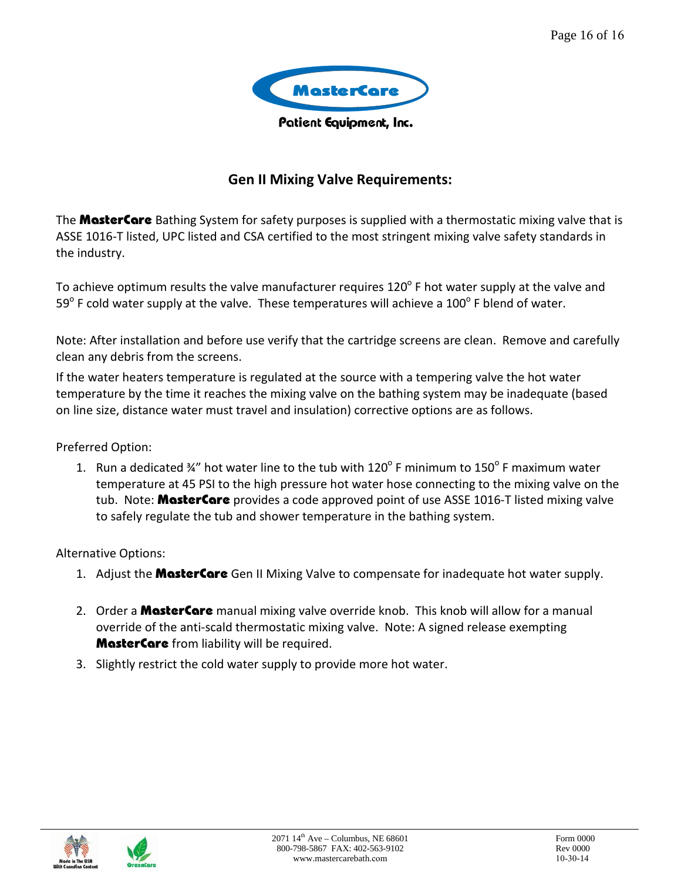MasterCare

Patient Equipment, Inc.

## Gen II Mixing Valve Requirements:

The **MasterCare** Bathing System for safety purposes is supplied with a thermostatic mixing valve that is ASSE 1016-T listed, UPC listed and CSA certified to the most stringent mixing valve safety standards in the industry.

To achieve optimum results the valve manufacturer requires 120° F hot water supply at the valve and 59° F cold water supply at the valve. These temperatures will achieve a 100° F blend of water.

Note: After installation and before use verify that the cartridge screens are clean. Remove and carefully clean any debris from the screens.

If the water heaters temperature is regulated at the source with a tempering valve the hot water temperature by the time it reaches the mixing valve on the bathing system may be inadequate (based on line size, distance water must travel and insulation) corrective options are as follows.

Preferred Option:

1. Run a dedicated ¾" hot water line to the tub with 120° F minimum to 150° F maximum water temperature at 45 PSI to the high pressure hot water hose connecting to the mixing valve on the tub. Note: **MasterCare** provides a code approved point of use ASSE 1016-T listed mixing valve to safely regulate the tub and shower temperature in the bathing system.

Alternative Options:

1. Adjust the **MasterCare** Gen II Mixing Valve to compensate for inadequate hot water supply.
2. Order a **MasterCare** manual mixing valve override knob. This knob will allow for a manual override of the anti-scald thermostatic mixing valve. Note: A signed release exempting **MasterCare** from liability will be required.
3. Slightly restrict the cold water supply to provide more hot water.

2071 14th Ave – Columbus, NE 68601
800-798-5867 FAX: 402-563-9102
www.mastercarebath.com

Form 0000
Rev 0000
10-30-14